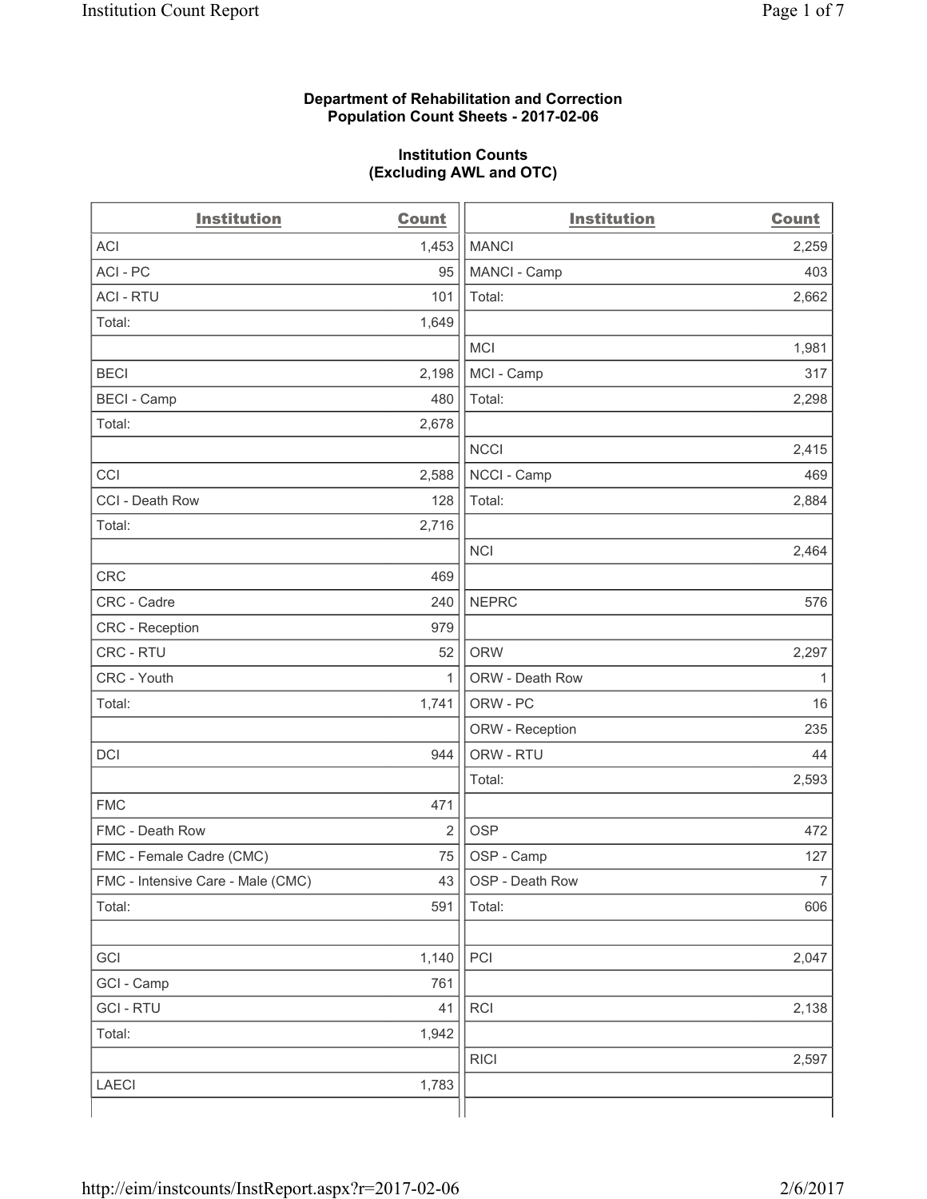**Department of Rehabilitation and Correction**
**Population Count Sheets - 2017-02-06**

**Institution Counts**
**(Excluding AWL and OTC)**

| Institution | Count | Institution | Count |
|---|---|---|---|
| ACI | 1,453 | MANCI | 2,259 |
| ACI - PC | 95 | MANCI - Camp | 403 |
| ACI - RTU | 101 | Total: | 2,662 |
| Total: | 1,649 | | |
| | | MCI | 1,981 |
| BECI | 2,198 | MCI - Camp | 317 |
| BECI - Camp | 480 | Total: | 2,298 |
| Total: | 2,678 | | |
| | | NCCI | 2,415 |
| CCI | 2,588 | NCCI - Camp | 469 |
| CCI - Death Row | 128 | Total: | 2,884 |
| Total: | 2,716 | | |
| | | NCI | 2,464 |
| CRC | 469 | | |
| CRC - Cadre | 240 | NEPRC | 576 |
| CRC - Reception | 979 | | |
| CRC - RTU | 52 | ORW | 2,297 |
| CRC - Youth | 1 | ORW - Death Row | 1 |
| Total: | 1,741 | ORW - PC | 16 |
| | | ORW - Reception | 235 |
| DCI | 944 | ORW - RTU | 44 |
| | | Total: | 2,593 |
| FMC | 471 | | |
| FMC - Death Row | 2 | OSP | 472 |
| FMC - Female Cadre (CMC) | 75 | OSP - Camp | 127 |
| FMC - Intensive Care - Male (CMC) | 43 | OSP - Death Row | 7 |
| Total: | 591 | Total: | 606 |
| | | | |
| GCI | 1,140 | PCI | 2,047 |
| GCI - Camp | 761 | | |
| GCI - RTU | 41 | RCI | 2,138 |
| Total: | 1,942 | | |
| | | RICI | 2,597 |
| LAECI | 1,783 | | |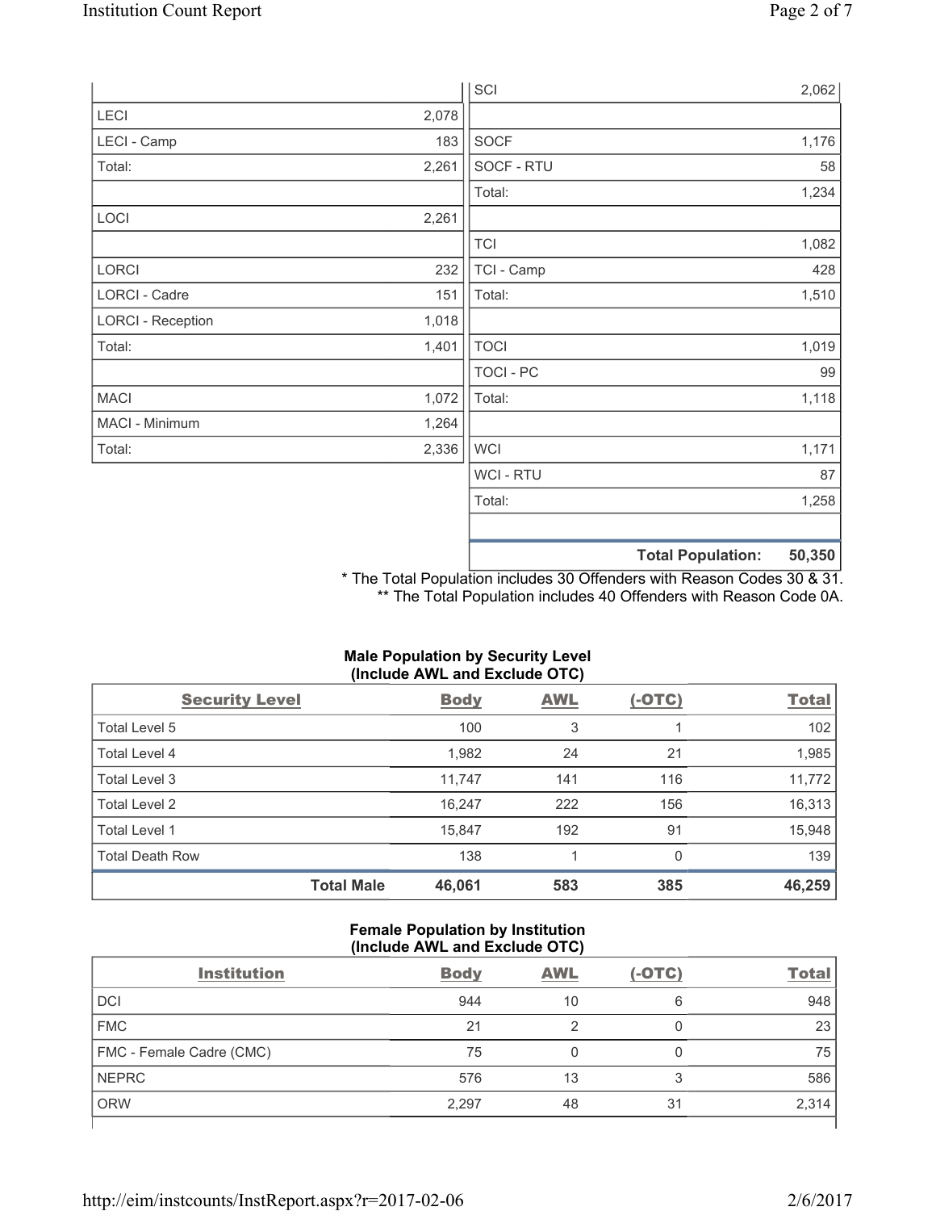| | | | |
|---|---|---|---|
| | | SCI | 2,062 |
| LECI | 2,078 | | |
| LECI - Camp | 183 | SOCF | 1,176 |
| Total: | 2,261 | SOCF - RTU | 58 |
| | | Total: | 1,234 |
| LOCI | 2,261 | | |
| | | TCI | 1,082 |
| LORCI | 232 | TCI - Camp | 428 |
| LORCI - Cadre | 151 | Total: | 1,510 |
| LORCI - Reception | 1,018 | | |
| Total: | 1,401 | TOCI | 1,019 |
| | | TOCI - PC | 99 |
| MACI | 1,072 | Total: | 1,118 |
| MACI - Minimum | 1,264 | | |
| Total: | 2,336 | WCI | 1,171 |
| | | WCI - RTU | 87 |
| | | Total: | 1,258 |
| | | | |
| | | **Total Population:** | **50,350** |

\* The Total Population includes 30 Offenders with Reason Codes 30 & 31.
\*\* The Total Population includes 40 Offenders with Reason Code 0A.

### Male Population by Security Level (Include AWL and Exclude OTC)

| Security Level | Body | AWL | (-OTC) | Total |
|---|---|---|---|---|
| Total Level 5 | 100 | 3 | 1 | 102 |
| Total Level 4 | 1,982 | 24 | 21 | 1,985 |
| Total Level 3 | 11,747 | 141 | 116 | 11,772 |
| Total Level 2 | 16,247 | 222 | 156 | 16,313 |
| Total Level 1 | 15,847 | 192 | 91 | 15,948 |
| Total Death Row | 138 | 1 | 0 | 139 |
| **Total Male** | **46,061** | **583** | **385** | **46,259** |

### Female Population by Institution (Include AWL and Exclude OTC)

| Institution | Body | AWL | (-OTC) | Total |
|---|---|---|---|---|
| DCI | 944 | 10 | 6 | 948 |
| FMC | 21 | 2 | 0 | 23 |
| FMC - Female Cadre (CMC) | 75 | 0 | 0 | 75 |
| NEPRC | 576 | 13 | 3 | 586 |
| ORW | 2,297 | 48 | 31 | 2,314 |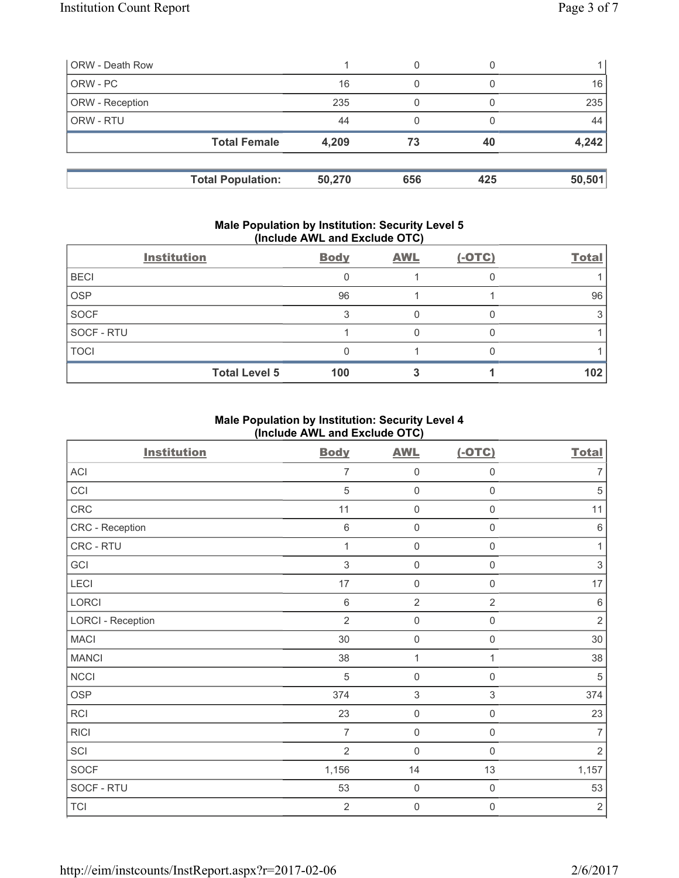| | Body | AWL | (-OTC) | Total |
|---|---|---|---|---|
| ORW - Death Row | 1 | 0 | 0 | 1 |
| ORW - PC | 16 | 0 | 0 | 16 |
| ORW - Reception | 235 | 0 | 0 | 235 |
| ORW - RTU | 44 | 0 | 0 | 44 |
| **Total Female** | **4,209** | **73** | **40** | **4,242** |
| | | | | |
| **Total Population:** | **50,270** | **656** | **425** | **50,501** |

### Male Population by Institution: Security Level 5 (Include AWL and Exclude OTC)

| Institution | Body | AWL | (-OTC) | Total |
|---|---|---|---|---|
| BECI | 0 | 1 | 0 | 1 |
| OSP | 96 | 1 | 1 | 96 |
| SOCF | 3 | 0 | 0 | 3 |
| SOCF - RTU | 1 | 0 | 0 | 1 |
| TOCI | 0 | 1 | 0 | 1 |
| **Total Level 5** | **100** | **3** | **1** | **102** |

### Male Population by Institution: Security Level 4 (Include AWL and Exclude OTC)

| Institution | Body | AWL | (-OTC) | Total |
|---|---|---|---|---|
| ACI | 7 | 0 | 0 | 7 |
| CCI | 5 | 0 | 0 | 5 |
| CRC | 11 | 0 | 0 | 11 |
| CRC - Reception | 6 | 0 | 0 | 6 |
| CRC - RTU | 1 | 0 | 0 | 1 |
| GCI | 3 | 0 | 0 | 3 |
| LECI | 17 | 0 | 0 | 17 |
| LORCI | 6 | 2 | 2 | 6 |
| LORCI - Reception | 2 | 0 | 0 | 2 |
| MACI | 30 | 0 | 0 | 30 |
| MANCI | 38 | 1 | 1 | 38 |
| NCCI | 5 | 0 | 0 | 5 |
| OSP | 374 | 3 | 3 | 374 |
| RCI | 23 | 0 | 0 | 23 |
| RICI | 7 | 0 | 0 | 7 |
| SCI | 2 | 0 | 0 | 2 |
| SOCF | 1,156 | 14 | 13 | 1,157 |
| SOCF - RTU | 53 | 0 | 0 | 53 |
| TCI | 2 | 0 | 0 | 2 |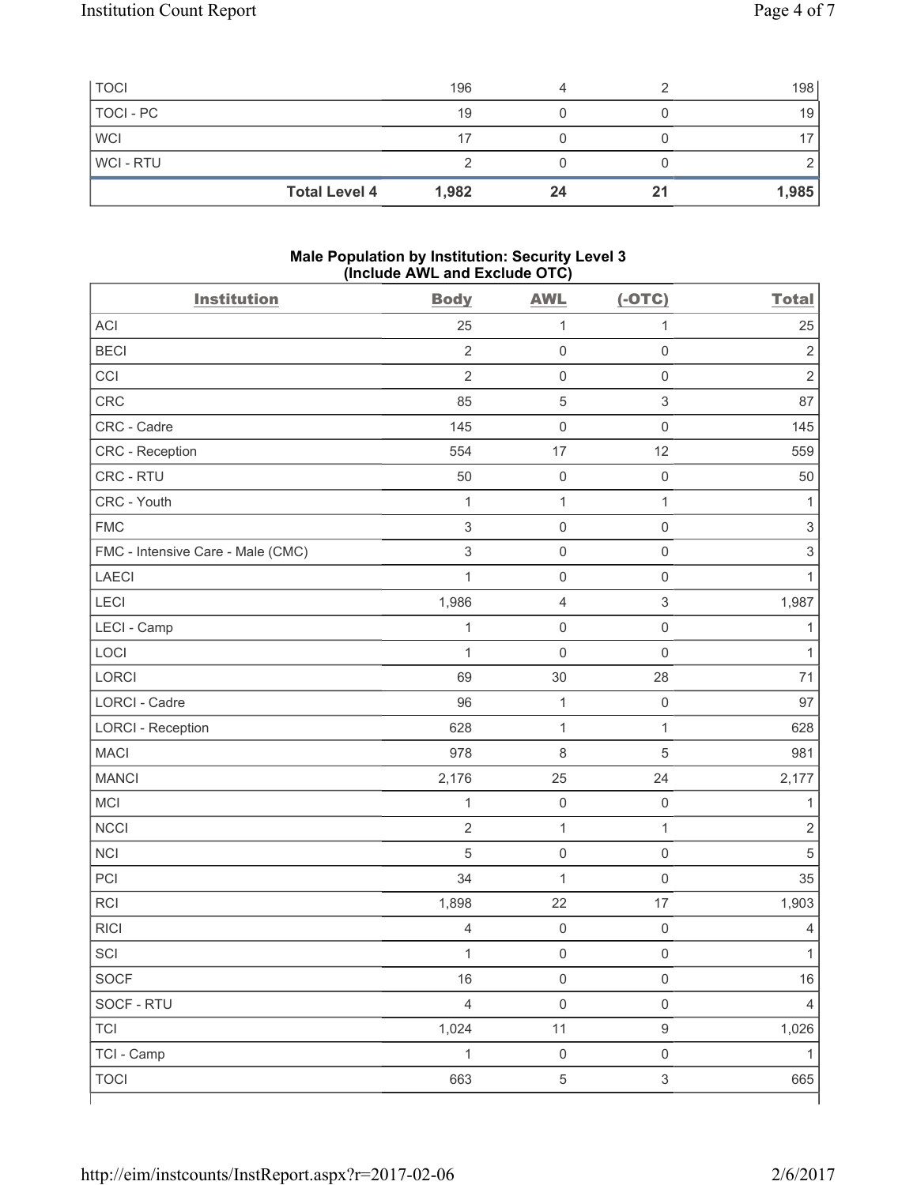| TOCI | 196 | 4 | 2 | 198 |
|---|---|---|---|---|
| TOCI - PC | 19 | 0 | 0 | 19 |
| WCI | 17 | 0 | 0 | 17 |
| WCI - RTU | 2 | 0 | 0 | 2 |
| **Total Level 4** | **1,982** | **24** | **21** | **1,985** |

**Male Population by Institution: Security Level 3 (Include AWL and Exclude OTC)**

| Institution | Body | AWL | (-OTC) | Total |
|---|---|---|---|---|
| ACI | 25 | 1 | 1 | 25 |
| BECI | 2 | 0 | 0 | 2 |
| CCI | 2 | 0 | 0 | 2 |
| CRC | 85 | 5 | 3 | 87 |
| CRC - Cadre | 145 | 0 | 0 | 145 |
| CRC - Reception | 554 | 17 | 12 | 559 |
| CRC - RTU | 50 | 0 | 0 | 50 |
| CRC - Youth | 1 | 1 | 1 | 1 |
| FMC | 3 | 0 | 0 | 3 |
| FMC - Intensive Care - Male (CMC) | 3 | 0 | 0 | 3 |
| LAECI | 1 | 0 | 0 | 1 |
| LECI | 1,986 | 4 | 3 | 1,987 |
| LECI - Camp | 1 | 0 | 0 | 1 |
| LOCI | 1 | 0 | 0 | 1 |
| LORCI | 69 | 30 | 28 | 71 |
| LORCI - Cadre | 96 | 1 | 0 | 97 |
| LORCI - Reception | 628 | 1 | 1 | 628 |
| MACI | 978 | 8 | 5 | 981 |
| MANCI | 2,176 | 25 | 24 | 2,177 |
| MCI | 1 | 0 | 0 | 1 |
| NCCI | 2 | 1 | 1 | 2 |
| NCI | 5 | 0 | 0 | 5 |
| PCI | 34 | 1 | 0 | 35 |
| RCI | 1,898 | 22 | 17 | 1,903 |
| RICI | 4 | 0 | 0 | 4 |
| SCI | 1 | 0 | 0 | 1 |
| SOCF | 16 | 0 | 0 | 16 |
| SOCF - RTU | 4 | 0 | 0 | 4 |
| TCI | 1,024 | 11 | 9 | 1,026 |
| TCI - Camp | 1 | 0 | 0 | 1 |
| TOCI | 663 | 5 | 3 | 665 |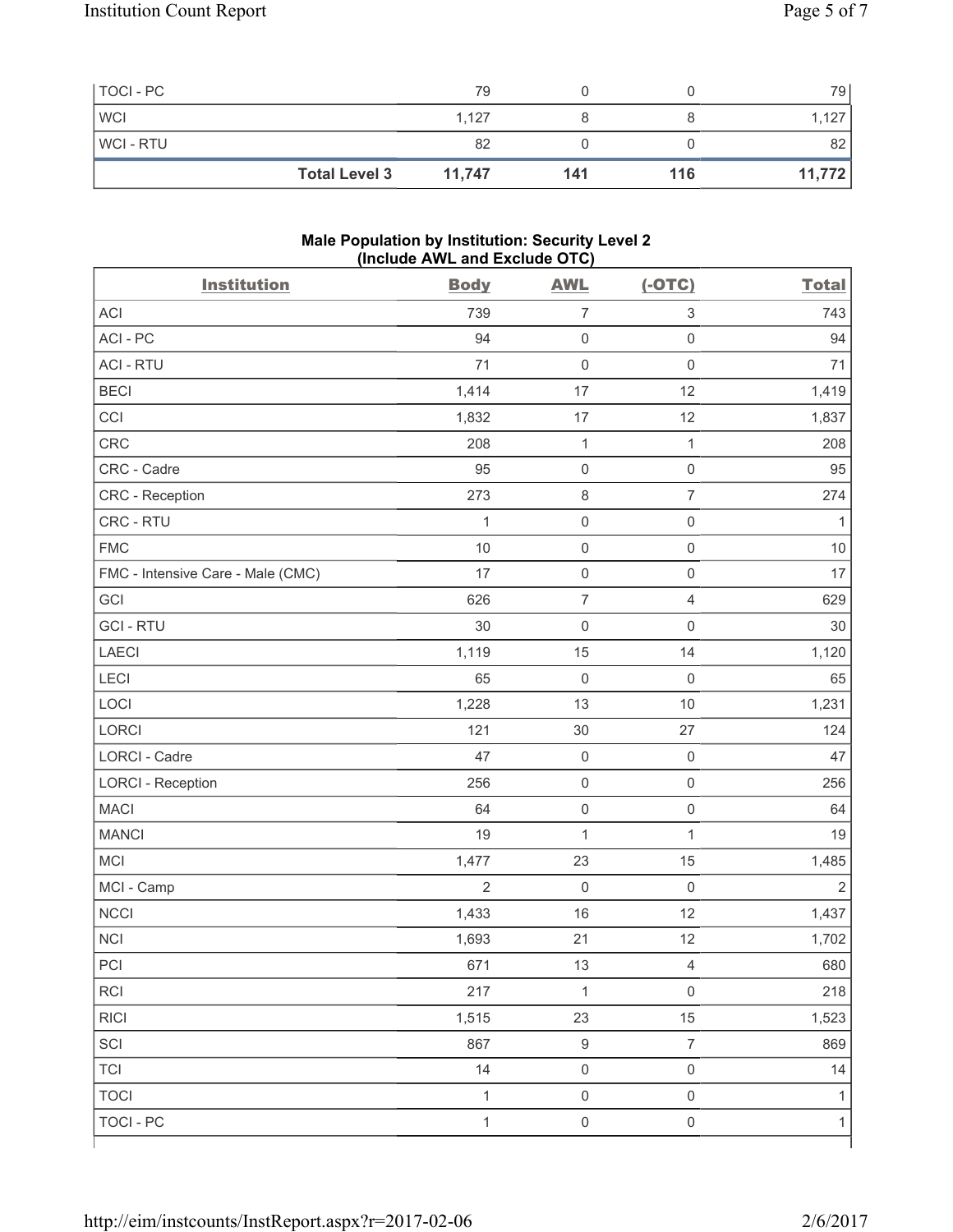| | | | | |
|---|---|---|---|---|
| TOCI - PC | 79 | 0 | 0 | 79 |
| WCI | 1,127 | 8 | 8 | 1,127 |
| WCI - RTU | 82 | 0 | 0 | 82 |
| **Total Level 3** | **11,747** | **141** | **116** | **11,772** |

**Male Population by Institution: Security Level 2**
**(Include AWL and Exclude OTC)**

| Institution | Body | AWL | (-OTC) | Total |
|---|---|---|---|---|
| ACI | 739 | 7 | 3 | 743 |
| ACI - PC | 94 | 0 | 0 | 94 |
| ACI - RTU | 71 | 0 | 0 | 71 |
| BECI | 1,414 | 17 | 12 | 1,419 |
| CCI | 1,832 | 17 | 12 | 1,837 |
| CRC | 208 | 1 | 1 | 208 |
| CRC - Cadre | 95 | 0 | 0 | 95 |
| CRC - Reception | 273 | 8 | 7 | 274 |
| CRC - RTU | 1 | 0 | 0 | 1 |
| FMC | 10 | 0 | 0 | 10 |
| FMC - Intensive Care - Male (CMC) | 17 | 0 | 0 | 17 |
| GCI | 626 | 7 | 4 | 629 |
| GCI - RTU | 30 | 0 | 0 | 30 |
| LAECI | 1,119 | 15 | 14 | 1,120 |
| LECI | 65 | 0 | 0 | 65 |
| LOCI | 1,228 | 13 | 10 | 1,231 |
| LORCI | 121 | 30 | 27 | 124 |
| LORCI - Cadre | 47 | 0 | 0 | 47 |
| LORCI - Reception | 256 | 0 | 0 | 256 |
| MACI | 64 | 0 | 0 | 64 |
| MANCI | 19 | 1 | 1 | 19 |
| MCI | 1,477 | 23 | 15 | 1,485 |
| MCI - Camp | 2 | 0 | 0 | 2 |
| NCCI | 1,433 | 16 | 12 | 1,437 |
| NCI | 1,693 | 21 | 12 | 1,702 |
| PCI | 671 | 13 | 4 | 680 |
| RCI | 217 | 1 | 0 | 218 |
| RICI | 1,515 | 23 | 15 | 1,523 |
| SCI | 867 | 9 | 7 | 869 |
| TCI | 14 | 0 | 0 | 14 |
| TOCI | 1 | 0 | 0 | 1 |
| TOCI - PC | 1 | 0 | 0 | 1 |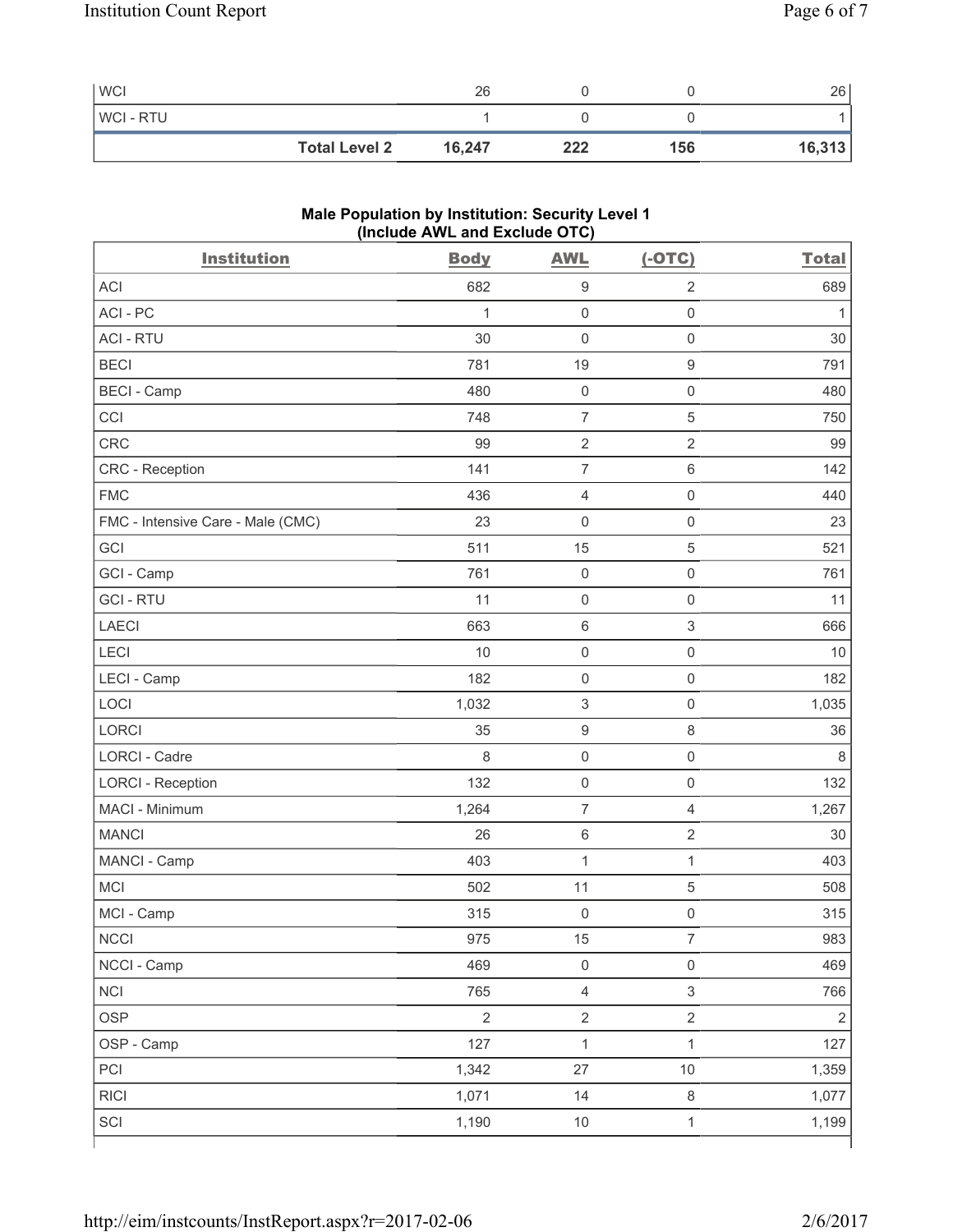| WCI | 26 | 0 | 0 | 26 |
|---|---|---|---|---|
| WCI - RTU | 1 | 0 | 0 | 1 |
| **Total Level 2** | **16,247** | **222** | **156** | **16,313** |

### Male Population by Institution: Security Level 1 (Include AWL and Exclude OTC)

| Institution | Body | AWL | (-OTC) | Total |
|---|---|---|---|---|
| ACI | 682 | 9 | 2 | 689 |
| ACI - PC | 1 | 0 | 0 | 1 |
| ACI - RTU | 30 | 0 | 0 | 30 |
| BECI | 781 | 19 | 9 | 791 |
| BECI - Camp | 480 | 0 | 0 | 480 |
| CCI | 748 | 7 | 5 | 750 |
| CRC | 99 | 2 | 2 | 99 |
| CRC - Reception | 141 | 7 | 6 | 142 |
| FMC | 436 | 4 | 0 | 440 |
| FMC - Intensive Care - Male (CMC) | 23 | 0 | 0 | 23 |
| GCI | 511 | 15 | 5 | 521 |
| GCI - Camp | 761 | 0 | 0 | 761 |
| GCI - RTU | 11 | 0 | 0 | 11 |
| LAECI | 663 | 6 | 3 | 666 |
| LECI | 10 | 0 | 0 | 10 |
| LECI - Camp | 182 | 0 | 0 | 182 |
| LOCI | 1,032 | 3 | 0 | 1,035 |
| LORCI | 35 | 9 | 8 | 36 |
| LORCI - Cadre | 8 | 0 | 0 | 8 |
| LORCI - Reception | 132 | 0 | 0 | 132 |
| MACI - Minimum | 1,264 | 7 | 4 | 1,267 |
| MANCI | 26 | 6 | 2 | 30 |
| MANCI - Camp | 403 | 1 | 1 | 403 |
| MCI | 502 | 11 | 5 | 508 |
| MCI - Camp | 315 | 0 | 0 | 315 |
| NCCI | 975 | 15 | 7 | 983 |
| NCCI - Camp | 469 | 0 | 0 | 469 |
| NCI | 765 | 4 | 3 | 766 |
| OSP | 2 | 2 | 2 | 2 |
| OSP - Camp | 127 | 1 | 1 | 127 |
| PCI | 1,342 | 27 | 10 | 1,359 |
| RICI | 1,071 | 14 | 8 | 1,077 |
| SCI | 1,190 | 10 | 1 | 1,199 |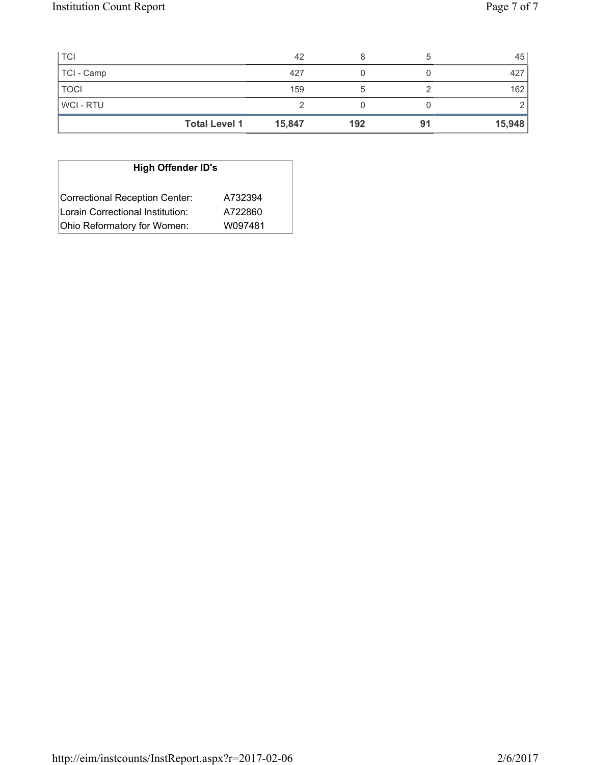| | | | | |
|---|---|---|---|---|
| TCI | 42 | 8 | 5 | 45 |
| TCI - Camp | 427 | 0 | 0 | 427 |
| TOCI | 159 | 5 | 2 | 162 |
| WCI - RTU | 2 | 0 | 0 | 2 |
| **Total Level 1** | **15,847** | **192** | **91** | **15,948** |

| **High Offender ID's** | |
|---|---|
| Correctional Reception Center: | A732394 |
| Lorain Correctional Institution: | A722860 |
| Ohio Reformatory for Women: | W097481 |